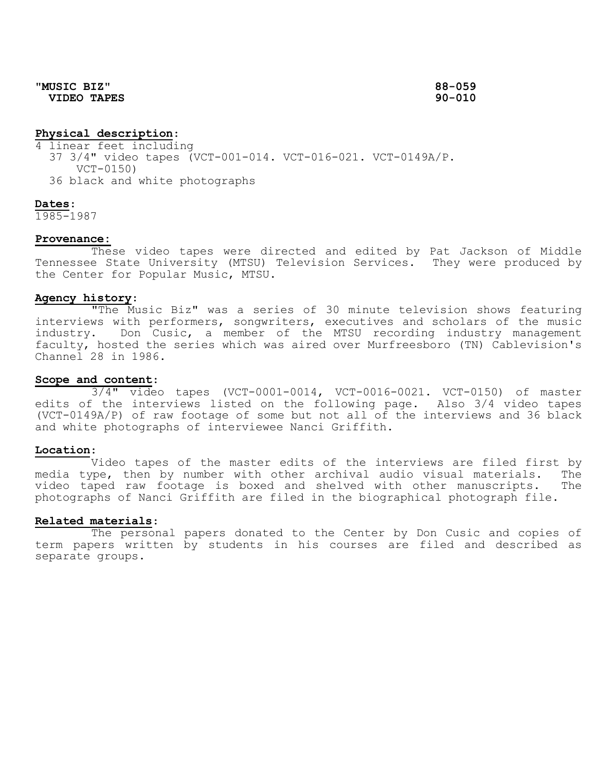**"MUSIC BIZ"** **88-059**
**VIDEO TAPES** **90-010**

**Physical description:**
4 linear feet including
37 3/4" video tapes (VCT-001-014. VCT-016-021. VCT-0149A/P. VCT-0150)
36 black and white photographs

**Dates:**
1985-1987

**Provenance:**
These video tapes were directed and edited by Pat Jackson of Middle Tennessee State University (MTSU) Television Services. They were produced by the Center for Popular Music, MTSU.

**Agency history:**
"The Music Biz" was a series of 30 minute television shows featuring interviews with performers, songwriters, executives and scholars of the music industry. Don Cusic, a member of the MTSU recording industry management faculty, hosted the series which was aired over Murfreesboro (TN) Cablevision's Channel 28 in 1986.

**Scope and content:**
3/4" video tapes (VCT-0001-0014, VCT-0016-0021. VCT-0150) of master edits of the interviews listed on the following page. Also 3/4 video tapes (VCT-0149A/P) of raw footage of some but not all of the interviews and 36 black and white photographs of interviewee Nanci Griffith.

**Location:**
Video tapes of the master edits of the interviews are filed first by media type, then by number with other archival audio visual materials. The video taped raw footage is boxed and shelved with other manuscripts. The photographs of Nanci Griffith are filed in the biographical photograph file.

**Related materials:**
The personal papers donated to the Center by Don Cusic and copies of term papers written by students in his courses are filed and described as separate groups.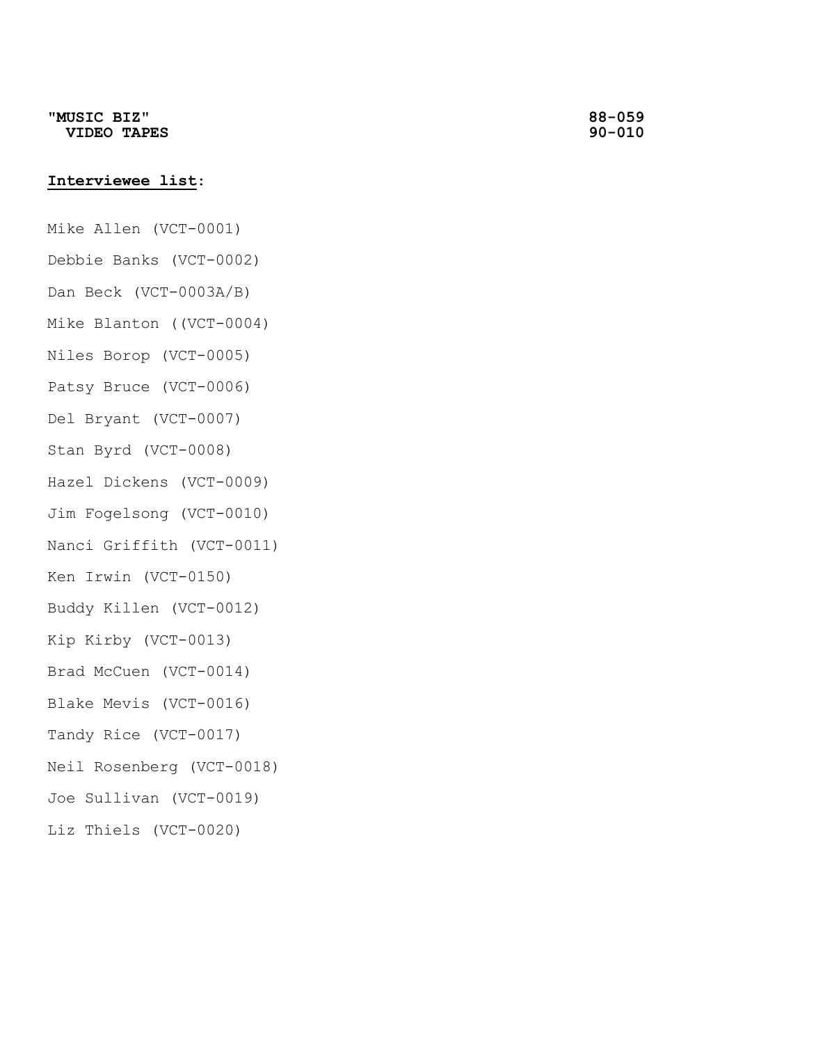**"MUSIC BIZ"** **88-059**
**VIDEO TAPES** **90-010**

**Interviewee list:**

Mike Allen (VCT-0001)

Debbie Banks (VCT-0002)

Dan Beck (VCT-0003A/B)

Mike Blanton ((VCT-0004)

Niles Borop (VCT-0005)

Patsy Bruce (VCT-0006)

Del Bryant (VCT-0007)

Stan Byrd (VCT-0008)

Hazel Dickens (VCT-0009)

Jim Fogelsong (VCT-0010)

Nanci Griffith (VCT-0011)

Ken Irwin (VCT-0150)

Buddy Killen (VCT-0012)

Kip Kirby (VCT-0013)

Brad McCuen (VCT-0014)

Blake Mevis (VCT-0016)

Tandy Rice (VCT-0017)

Neil Rosenberg (VCT-0018)

Joe Sullivan (VCT-0019)

Liz Thiels (VCT-0020)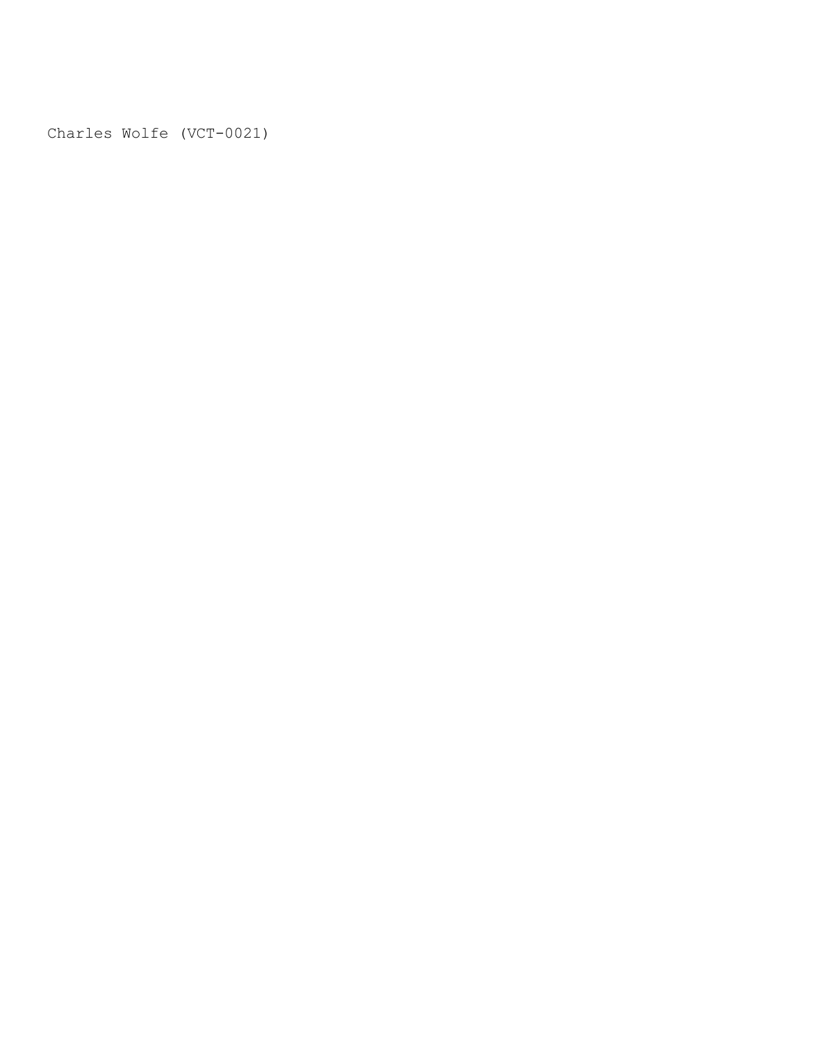Charles Wolfe (VCT-0021)